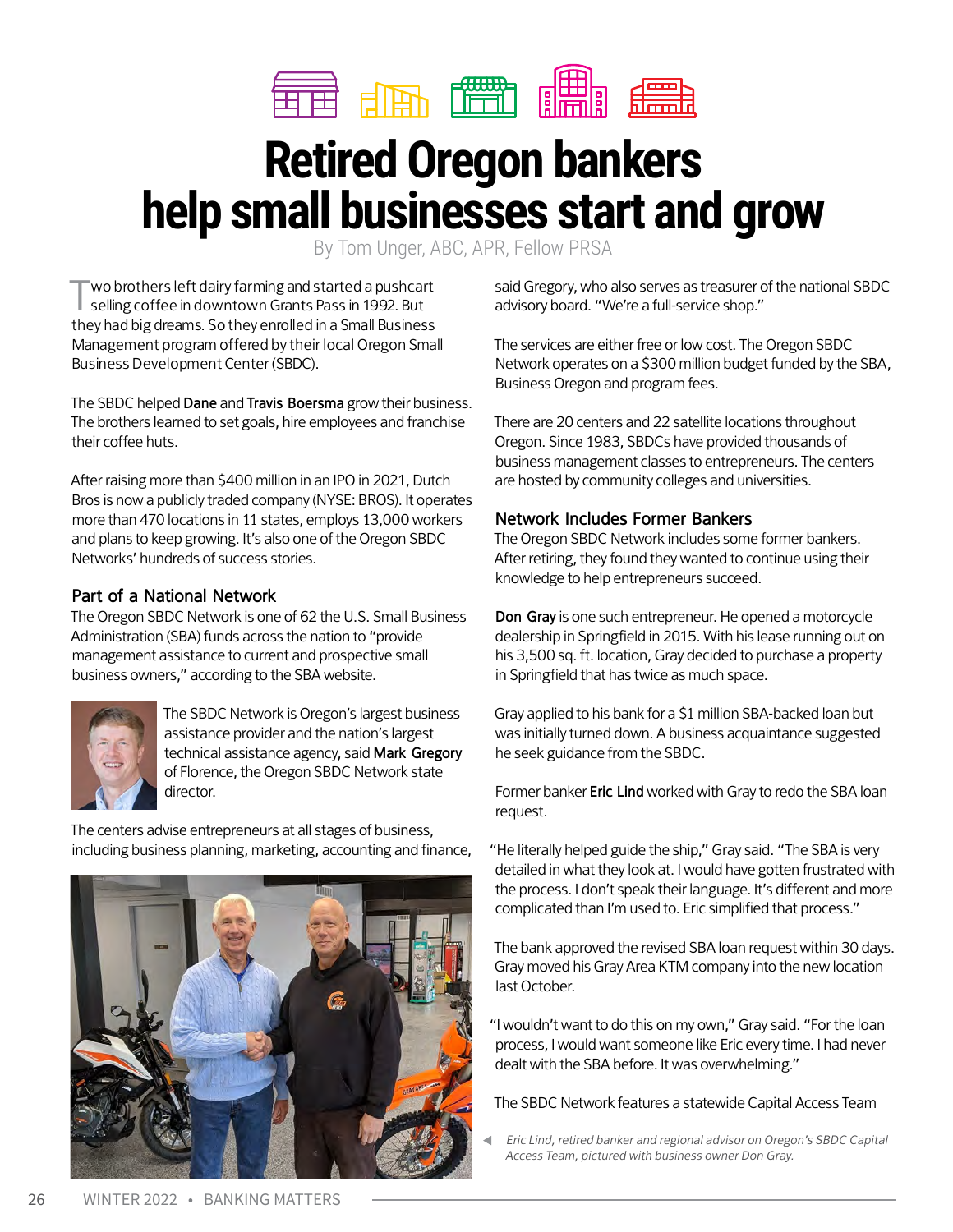# Retired Oregon bankers help small businesses start and grow

By Tom Unger, ABC, APR, Fellow PRSA

Two brothers left dairy farming and started a pushcart selling coffee in downtown Grants Pass in 1992. But they had big dreams. So they enrolled in a Small Business Management program offered by their local Oregon Small Business Development Center (SBDC).

The SBDC helped **Dane** and **Travis Boersma** grow their business. The brothers learned to set goals, hire employees and franchise their coffee huts.

After raising more than $400 million in an IPO in 2021, Dutch Bros is now a publicly traded company (NYSE: BROS). It operates more than 470 locations in 11 states, employs 13,000 workers and plans to keep growing. It's also one of the Oregon SBDC Networks' hundreds of success stories.

## Part of a National Network

The Oregon SBDC Network is one of 62 the U.S. Small Business Administration (SBA) funds across the nation to "provide management assistance to current and prospective small business owners," according to the SBA website.

The SBDC Network is Oregon's largest business assistance provider and the nation's largest technical assistance agency, said **Mark Gregory** of Florence, the Oregon SBDC Network state director.

The centers advise entrepreneurs at all stages of business, including business planning, marketing, accounting and finance, said Gregory, who also serves as treasurer of the national SBDC advisory board. "We're a full-service shop."

The services are either free or low cost. The Oregon SBDC Network operates on a $300 million budget funded by the SBA, Business Oregon and program fees.

There are 20 centers and 22 satellite locations throughout Oregon. Since 1983, SBDCs have provided thousands of business management classes to entrepreneurs. The centers are hosted by community colleges and universities.

## Network Includes Former Bankers

The Oregon SBDC Network includes some former bankers. After retiring, they found they wanted to continue using their knowledge to help entrepreneurs succeed.

**Don Gray** is one such entrepreneur. He opened a motorcycle dealership in Springfield in 2015. With his lease running out on his 3,500 sq. ft. location, Gray decided to purchase a property in Springfield that has twice as much space.

Gray applied to his bank for a $1 million SBA-backed loan but was initially turned down. A business acquaintance suggested he seek guidance from the SBDC.

Former banker **Eric Lind** worked with Gray to redo the SBA loan request.

"He literally helped guide the ship," Gray said. "The SBA is very detailed in what they look at. I would have gotten frustrated with the process. I don't speak their language. It's different and more complicated than I'm used to. Eric simplified that process."

The bank approved the revised SBA loan request within 30 days. Gray moved his Gray Area KTM company into the new location last October.

"I wouldn't want to do this on my own," Gray said. "For the loan process, I would want someone like Eric every time. I had never dealt with the SBA before. It was overwhelming."

The SBDC Network features a statewide Capital Access Team

*Eric Lind, retired banker and regional advisor on Oregon's SBDC Capital Access Team, pictured with business owner Don Gray.*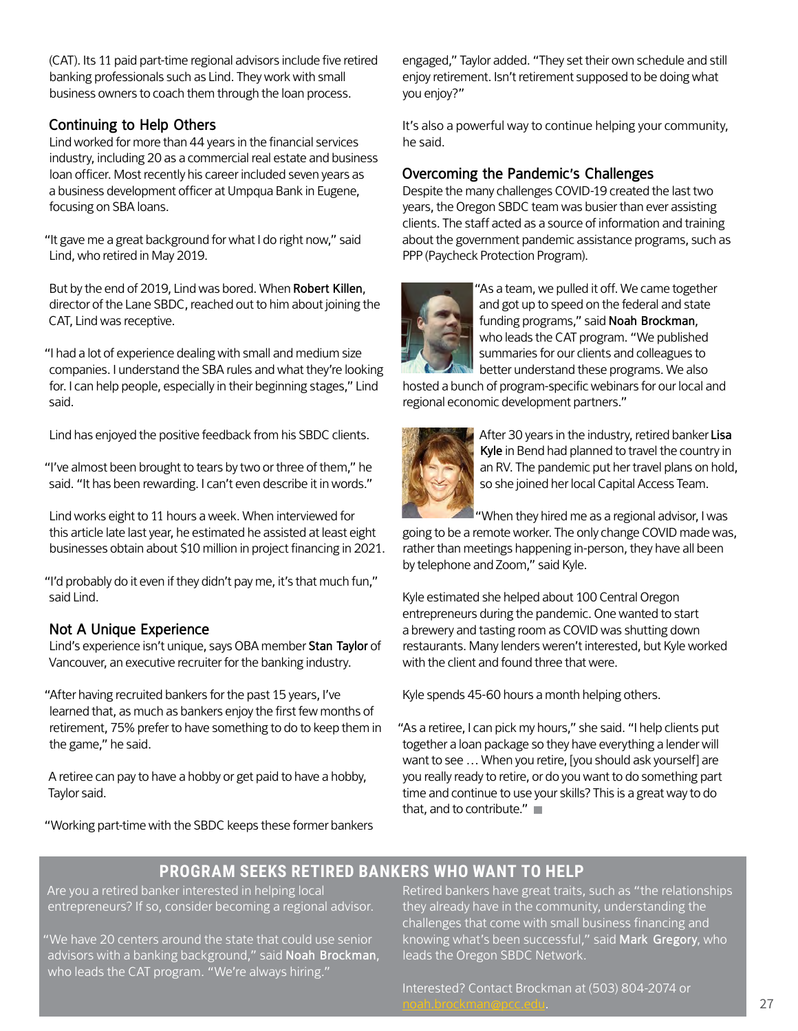(CAT). Its 11 paid part-time regional advisors include five retired banking professionals such as Lind. They work with small business owners to coach them through the loan process.

## Continuing to Help Others

Lind worked for more than 44 years in the financial services industry, including 20 as a commercial real estate and business loan officer. Most recently his career included seven years as a business development officer at Umpqua Bank in Eugene, focusing on SBA loans.

"It gave me a great background for what I do right now," said Lind, who retired in May 2019.

But by the end of 2019, Lind was bored. When **Robert Killen**, director of the Lane SBDC, reached out to him about joining the CAT, Lind was receptive.

"I had a lot of experience dealing with small and medium size companies. I understand the SBA rules and what they're looking for. I can help people, especially in their beginning stages," Lind said.

Lind has enjoyed the positive feedback from his SBDC clients.

"I've almost been brought to tears by two or three of them," he said. "It has been rewarding. I can't even describe it in words."

Lind works eight to 11 hours a week. When interviewed for this article late last year, he estimated he assisted at least eight businesses obtain about $10 million in project financing in 2021.

"I'd probably do it even if they didn't pay me, it's that much fun," said Lind.

## Not A Unique Experience

Lind's experience isn't unique, says OBA member **Stan Taylor** of Vancouver, an executive recruiter for the banking industry.

"After having recruited bankers for the past 15 years, I've learned that, as much as bankers enjoy the first few months of retirement, 75% prefer to have something to do to keep them in the game," he said.

A retiree can pay to have a hobby or get paid to have a hobby, Taylor said.

"Working part-time with the SBDC keeps these former bankers engaged," Taylor added. "They set their own schedule and still enjoy retirement. Isn't retirement supposed to be doing what you enjoy?"

It's also a powerful way to continue helping your community, he said.

## Overcoming the Pandemic's Challenges

Despite the many challenges COVID-19 created the last two years, the Oregon SBDC team was busier than ever assisting clients. The staff acted as a source of information and training about the government pandemic assistance programs, such as PPP (Paycheck Protection Program).

"As a team, we pulled it off. We came together and got up to speed on the federal and state funding programs," said **Noah Brockman**, who leads the CAT program. "We published summaries for our clients and colleagues to better understand these programs. We also hosted a bunch of program-specific webinars for our local and regional economic development partners."

After 30 years in the industry, retired banker **Lisa Kyle** in Bend had planned to travel the country in an RV. The pandemic put her travel plans on hold, so she joined her local Capital Access Team.

"When they hired me as a regional advisor, I was going to be a remote worker. The only change COVID made was, rather than meetings happening in-person, they have all been by telephone and Zoom," said Kyle.

Kyle estimated she helped about 100 Central Oregon entrepreneurs during the pandemic. One wanted to start a brewery and tasting room as COVID was shutting down restaurants. Many lenders weren't interested, but Kyle worked with the client and found three that were.

Kyle spends 45-60 hours a month helping others.

"As a retiree, I can pick my hours," she said. "I help clients put together a loan package so they have everything a lender will want to see … When you retire, [you should ask yourself] are you really ready to retire, or do you want to do something part time and continue to use your skills? This is a great way to do that, and to contribute."

## PROGRAM SEEKS RETIRED BANKERS WHO WANT TO HELP

Are you a retired banker interested in helping local entrepreneurs? If so, consider becoming a regional advisor.

"We have 20 centers around the state that could use senior advisors with a banking background," said **Noah Brockman**, who leads the CAT program. "We're always hiring."

Retired bankers have great traits, such as "the relationships they already have in the community, understanding the challenges that come with small business financing and knowing what's been successful," said **Mark Gregory**, who leads the Oregon SBDC Network.

Interested? Contact Brockman at (503) 804-2074 or noah.brockman@pcc.edu.